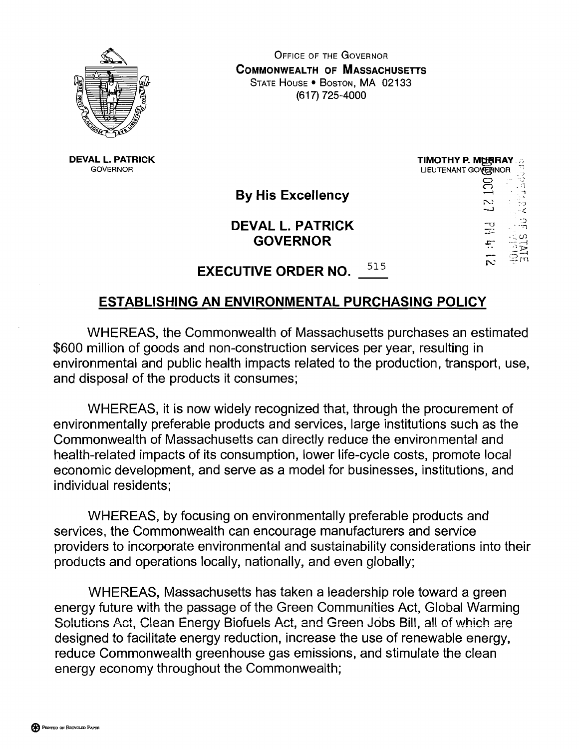OFFICE OF THE GOVERNOR
**COMMONWEALTH OF MASSACHUSETTS**
STATE HOUSE • BOSTON, MA 02133
(617) 725-4000

**DEVAL L. PATRICK**
GOVERNOR

**TIMOTHY P. MURRAY**
LIEUTENANT GOVERNOR

**By His Excellency**

**DEVAL L. PATRICK**
**GOVERNOR**

**EXECUTIVE ORDER NO. 515**

## ESTABLISHING AN ENVIRONMENTAL PURCHASING POLICY

WHEREAS, the Commonwealth of Massachusetts purchases an estimated $600 million of goods and non-construction services per year, resulting in environmental and public health impacts related to the production, transport, use, and disposal of the products it consumes;

WHEREAS, it is now widely recognized that, through the procurement of environmentally preferable products and services, large institutions such as the Commonwealth of Massachusetts can directly reduce the environmental and health-related impacts of its consumption, lower life-cycle costs, promote local economic development, and serve as a model for businesses, institutions, and individual residents;

WHEREAS, by focusing on environmentally preferable products and services, the Commonwealth can encourage manufacturers and service providers to incorporate environmental and sustainability considerations into their products and operations locally, nationally, and even globally;

WHEREAS, Massachusetts has taken a leadership role toward a green energy future with the passage of the Green Communities Act, Global Warming Solutions Act, Clean Energy Biofuels Act, and Green Jobs Bill, all of which are designed to facilitate energy reduction, increase the use of renewable energy, reduce Commonwealth greenhouse gas emissions, and stimulate the clean energy economy throughout the Commonwealth;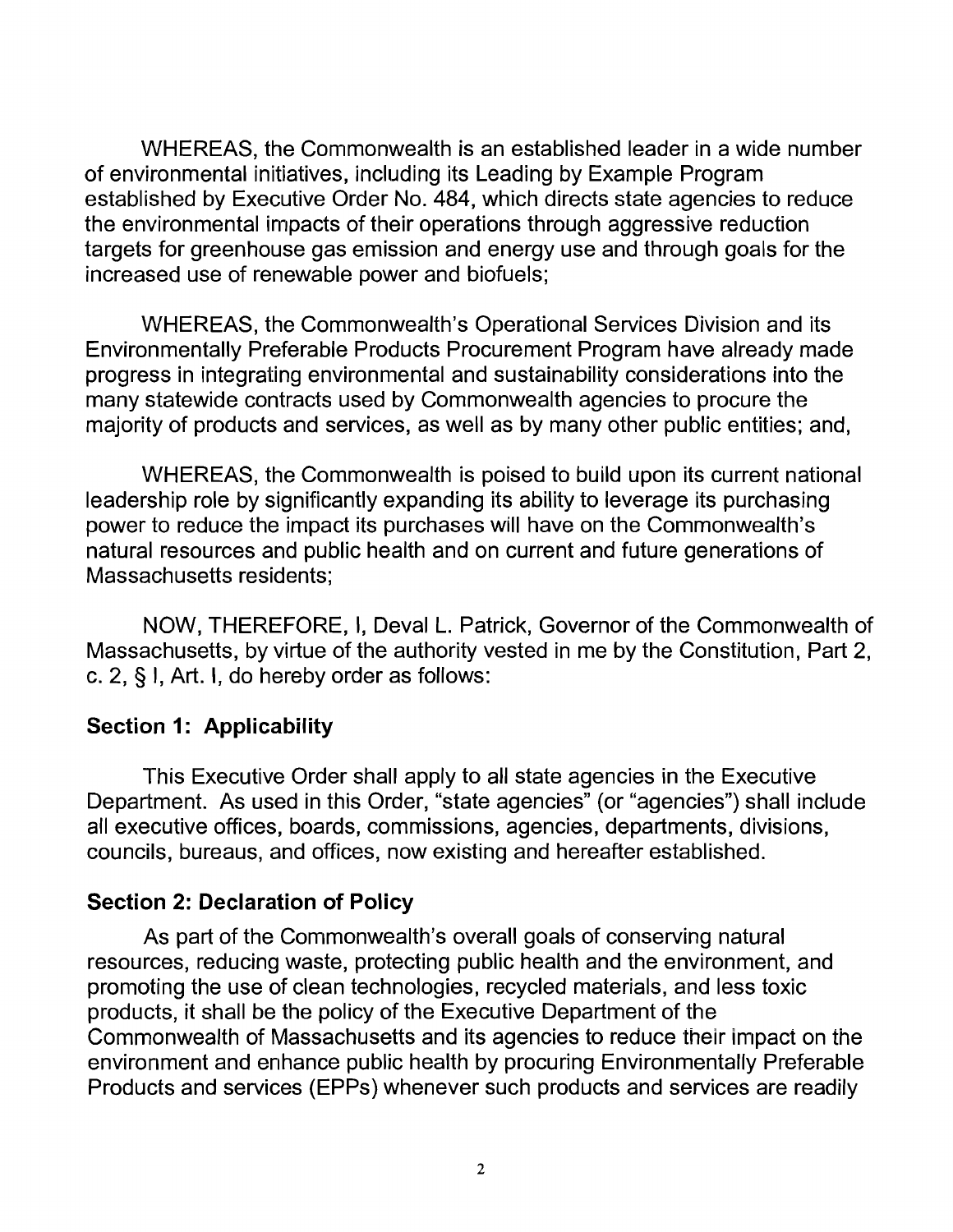WHEREAS, the Commonwealth is an established leader in a wide number of environmental initiatives, including its Leading by Example Program established by Executive Order No. 484, which directs state agencies to reduce the environmental impacts of their operations through aggressive reduction targets for greenhouse gas emission and energy use and through goals for the increased use of renewable power and biofuels;

WHEREAS, the Commonwealth's Operational Services Division and its Environmentally Preferable Products Procurement Program have already made progress in integrating environmental and sustainability considerations into the many statewide contracts used by Commonwealth agencies to procure the majority of products and services, as well as by many other public entities; and,

WHEREAS, the Commonwealth is poised to build upon its current national leadership role by significantly expanding its ability to leverage its purchasing power to reduce the impact its purchases will have on the Commonwealth's natural resources and public health and on current and future generations of Massachusetts residents;

NOW, THEREFORE, I, Deval L. Patrick, Governor of the Commonwealth of Massachusetts, by virtue of the authority vested in me by the Constitution, Part 2, c. 2, § I, Art. I, do hereby order as follows:

## Section 1: Applicability

This Executive Order shall apply to all state agencies in the Executive Department. As used in this Order, "state agencies" (or "agencies") shall include all executive offices, boards, commissions, agencies, departments, divisions, councils, bureaus, and offices, now existing and hereafter established.

## Section 2: Declaration of Policy

As part of the Commonwealth's overall goals of conserving natural resources, reducing waste, protecting public health and the environment, and promoting the use of clean technologies, recycled materials, and less toxic products, it shall be the policy of the Executive Department of the Commonwealth of Massachusetts and its agencies to reduce their impact on the environment and enhance public health by procuring Environmentally Preferable Products and services (EPPs) whenever such products and services are readily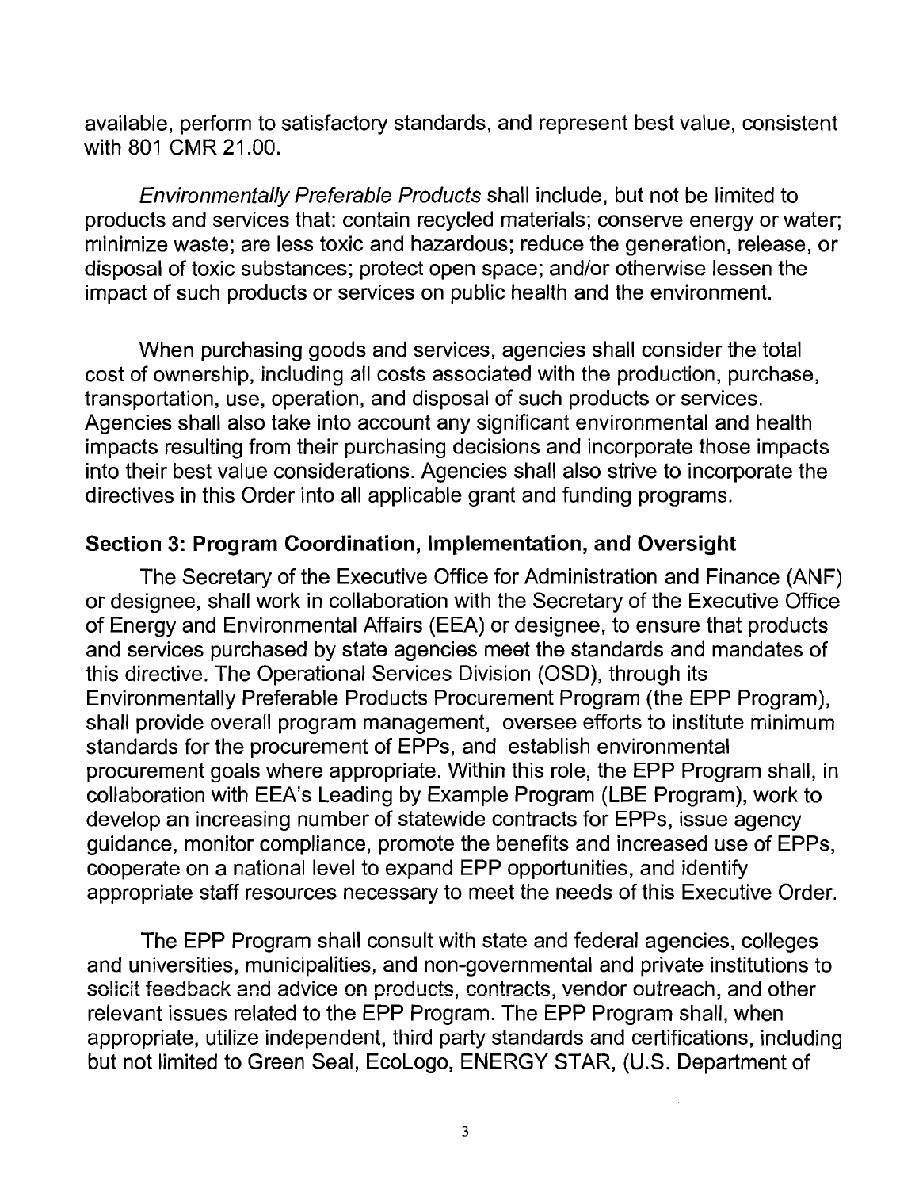available, perform to satisfactory standards, and represent best value, consistent with 801 CMR 21.00.

*Environmentally Preferable Products* shall include, but not be limited to products and services that: contain recycled materials; conserve energy or water; minimize waste; are less toxic and hazardous; reduce the generation, release, or disposal of toxic substances; protect open space; and/or otherwise lessen the impact of such products or services on public health and the environment.

When purchasing goods and services, agencies shall consider the total cost of ownership, including all costs associated with the production, purchase, transportation, use, operation, and disposal of such products or services. Agencies shall also take into account any significant environmental and health impacts resulting from their purchasing decisions and incorporate those impacts into their best value considerations. Agencies shall also strive to incorporate the directives in this Order into all applicable grant and funding programs.

**Section 3: Program Coordination, Implementation, and Oversight**

The Secretary of the Executive Office for Administration and Finance (ANF) or designee, shall work in collaboration with the Secretary of the Executive Office of Energy and Environmental Affairs (EEA) or designee, to ensure that products and services purchased by state agencies meet the standards and mandates of this directive. The Operational Services Division (OSD), through its Environmentally Preferable Products Procurement Program (the EPP Program), shall provide overall program management, oversee efforts to institute minimum standards for the procurement of EPPs, and establish environmental procurement goals where appropriate. Within this role, the EPP Program shall, in collaboration with EEA's Leading by Example Program (LBE Program), work to develop an increasing number of statewide contracts for EPPs, issue agency guidance, monitor compliance, promote the benefits and increased use of EPPs, cooperate on a national level to expand EPP opportunities, and identify appropriate staff resources necessary to meet the needs of this Executive Order.

The EPP Program shall consult with state and federal agencies, colleges and universities, municipalities, and non-governmental and private institutions to solicit feedback and advice on products, contracts, vendor outreach, and other relevant issues related to the EPP Program. The EPP Program shall, when appropriate, utilize independent, third party standards and certifications, including but not limited to Green Seal, EcoLogo, ENERGY STAR, (U.S. Department of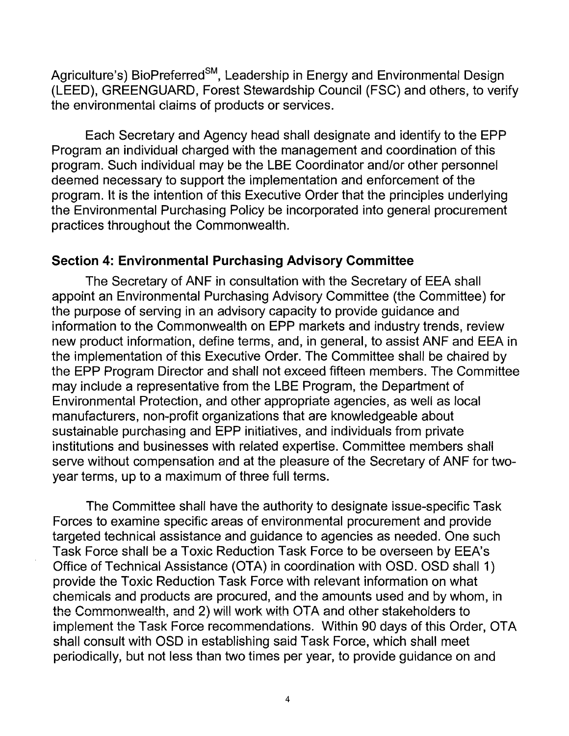Agriculture's) BioPreferred$^{SM}$, Leadership in Energy and Environmental Design (LEED), GREENGUARD, Forest Stewardship Council (FSC) and others, to verify the environmental claims of products or services.

Each Secretary and Agency head shall designate and identify to the EPP Program an individual charged with the management and coordination of this program. Such individual may be the LBE Coordinator and/or other personnel deemed necessary to support the implementation and enforcement of the program. It is the intention of this Executive Order that the principles underlying the Environmental Purchasing Policy be incorporated into general procurement practices throughout the Commonwealth.

## Section 4: Environmental Purchasing Advisory Committee

The Secretary of ANF in consultation with the Secretary of EEA shall appoint an Environmental Purchasing Advisory Committee (the Committee) for the purpose of serving in an advisory capacity to provide guidance and information to the Commonwealth on EPP markets and industry trends, review new product information, define terms, and, in general, to assist ANF and EEA in the implementation of this Executive Order. The Committee shall be chaired by the EPP Program Director and shall not exceed fifteen members. The Committee may include a representative from the LBE Program, the Department of Environmental Protection, and other appropriate agencies, as well as local manufacturers, non-profit organizations that are knowledgeable about sustainable purchasing and EPP initiatives, and individuals from private institutions and businesses with related expertise. Committee members shall serve without compensation and at the pleasure of the Secretary of ANF for two-year terms, up to a maximum of three full terms.

The Committee shall have the authority to designate issue-specific Task Forces to examine specific areas of environmental procurement and provide targeted technical assistance and guidance to agencies as needed. One such Task Force shall be a Toxic Reduction Task Force to be overseen by EEA's Office of Technical Assistance (OTA) in coordination with OSD. OSD shall 1) provide the Toxic Reduction Task Force with relevant information on what chemicals and products are procured, and the amounts used and by whom, in the Commonwealth, and 2) will work with OTA and other stakeholders to implement the Task Force recommendations. Within 90 days of this Order, OTA shall consult with OSD in establishing said Task Force, which shall meet periodically, but not less than two times per year, to provide guidance on and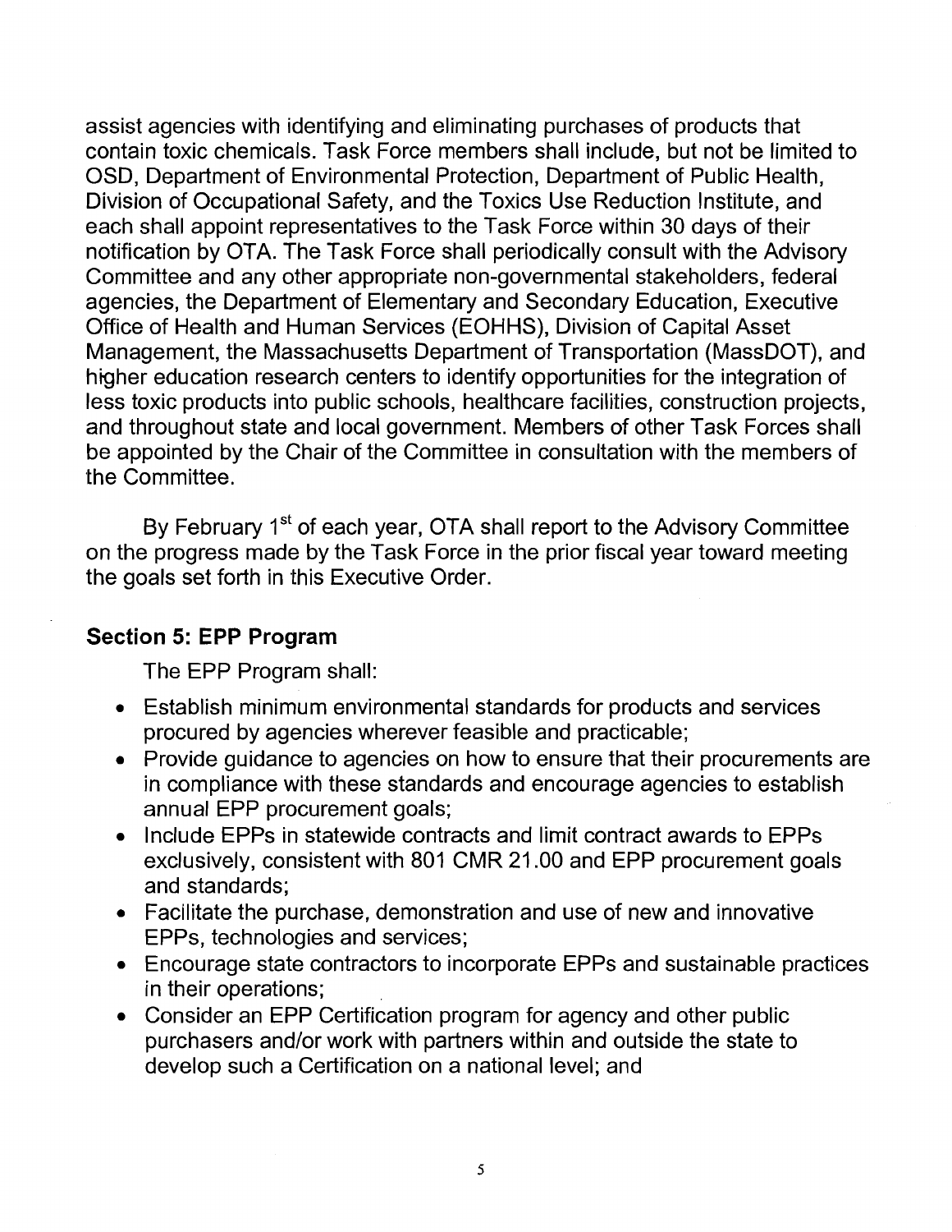assist agencies with identifying and eliminating purchases of products that contain toxic chemicals. Task Force members shall include, but not be limited to OSD, Department of Environmental Protection, Department of Public Health, Division of Occupational Safety, and the Toxics Use Reduction Institute, and each shall appoint representatives to the Task Force within 30 days of their notification by OTA. The Task Force shall periodically consult with the Advisory Committee and any other appropriate non-governmental stakeholders, federal agencies, the Department of Elementary and Secondary Education, Executive Office of Health and Human Services (EOHHS), Division of Capital Asset Management, the Massachusetts Department of Transportation (MassDOT), and higher education research centers to identify opportunities for the integration of less toxic products into public schools, healthcare facilities, construction projects, and throughout state and local government. Members of other Task Forces shall be appointed by the Chair of the Committee in consultation with the members of the Committee.

By February 1st of each year, OTA shall report to the Advisory Committee on the progress made by the Task Force in the prior fiscal year toward meeting the goals set forth in this Executive Order.

## Section 5: EPP Program

The EPP Program shall:

- Establish minimum environmental standards for products and services procured by agencies wherever feasible and practicable;
- Provide guidance to agencies on how to ensure that their procurements are in compliance with these standards and encourage agencies to establish annual EPP procurement goals;
- Include EPPs in statewide contracts and limit contract awards to EPPs exclusively, consistent with 801 CMR 21.00 and EPP procurement goals and standards;
- Facilitate the purchase, demonstration and use of new and innovative EPPs, technologies and services;
- Encourage state contractors to incorporate EPPs and sustainable practices in their operations;
- Consider an EPP Certification program for agency and other public purchasers and/or work with partners within and outside the state to develop such a Certification on a national level; and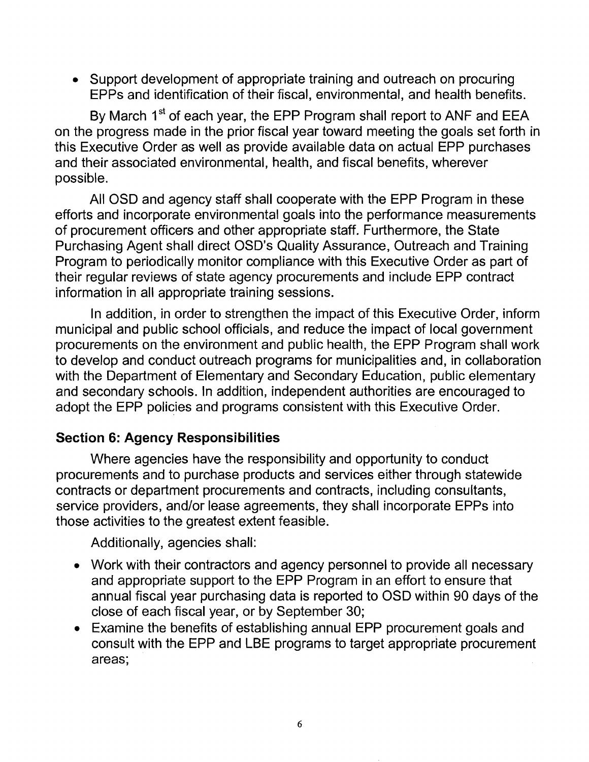- Support development of appropriate training and outreach on procuring EPPs and identification of their fiscal, environmental, and health benefits.

By March 1st of each year, the EPP Program shall report to ANF and EEA on the progress made in the prior fiscal year toward meeting the goals set forth in this Executive Order as well as provide available data on actual EPP purchases and their associated environmental, health, and fiscal benefits, wherever possible.

All OSD and agency staff shall cooperate with the EPP Program in these efforts and incorporate environmental goals into the performance measurements of procurement officers and other appropriate staff. Furthermore, the State Purchasing Agent shall direct OSD's Quality Assurance, Outreach and Training Program to periodically monitor compliance with this Executive Order as part of their regular reviews of state agency procurements and include EPP contract information in all appropriate training sessions.

In addition, in order to strengthen the impact of this Executive Order, inform municipal and public school officials, and reduce the impact of local government procurements on the environment and public health, the EPP Program shall work to develop and conduct outreach programs for municipalities and, in collaboration with the Department of Elementary and Secondary Education, public elementary and secondary schools. In addition, independent authorities are encouraged to adopt the EPP policies and programs consistent with this Executive Order.

**Section 6: Agency Responsibilities**

Where agencies have the responsibility and opportunity to conduct procurements and to purchase products and services either through statewide contracts or department procurements and contracts, including consultants, service providers, and/or lease agreements, they shall incorporate EPPs into those activities to the greatest extent feasible.

Additionally, agencies shall:

- Work with their contractors and agency personnel to provide all necessary and appropriate support to the EPP Program in an effort to ensure that annual fiscal year purchasing data is reported to OSD within 90 days of the close of each fiscal year, or by September 30;
- Examine the benefits of establishing annual EPP procurement goals and consult with the EPP and LBE programs to target appropriate procurement areas;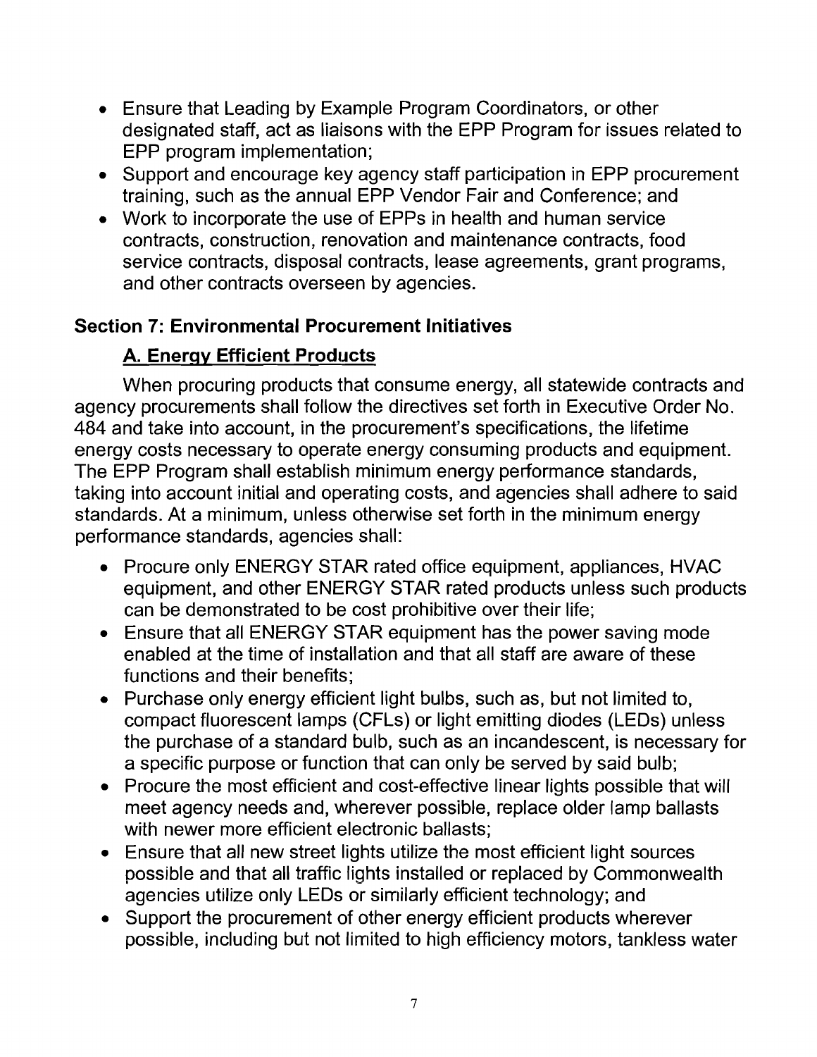- Ensure that Leading by Example Program Coordinators, or other designated staff, act as liaisons with the EPP Program for issues related to EPP program implementation;
- Support and encourage key agency staff participation in EPP procurement training, such as the annual EPP Vendor Fair and Conference; and
- Work to incorporate the use of EPPs in health and human service contracts, construction, renovation and maintenance contracts, food service contracts, disposal contracts, lease agreements, grant programs, and other contracts overseen by agencies.

## Section 7: Environmental Procurement Initiatives

### A. Energy Efficient Products

When procuring products that consume energy, all statewide contracts and agency procurements shall follow the directives set forth in Executive Order No. 484 and take into account, in the procurement's specifications, the lifetime energy costs necessary to operate energy consuming products and equipment. The EPP Program shall establish minimum energy performance standards, taking into account initial and operating costs, and agencies shall adhere to said standards. At a minimum, unless otherwise set forth in the minimum energy performance standards, agencies shall:

- Procure only ENERGY STAR rated office equipment, appliances, HVAC equipment, and other ENERGY STAR rated products unless such products can be demonstrated to be cost prohibitive over their life;
- Ensure that all ENERGY STAR equipment has the power saving mode enabled at the time of installation and that all staff are aware of these functions and their benefits;
- Purchase only energy efficient light bulbs, such as, but not limited to, compact fluorescent lamps (CFLs) or light emitting diodes (LEDs) unless the purchase of a standard bulb, such as an incandescent, is necessary for a specific purpose or function that can only be served by said bulb;
- Procure the most efficient and cost-effective linear lights possible that will meet agency needs and, wherever possible, replace older lamp ballasts with newer more efficient electronic ballasts;
- Ensure that all new street lights utilize the most efficient light sources possible and that all traffic lights installed or replaced by Commonwealth agencies utilize only LEDs or similarly efficient technology; and
- Support the procurement of other energy efficient products wherever possible, including but not limited to high efficiency motors, tankless water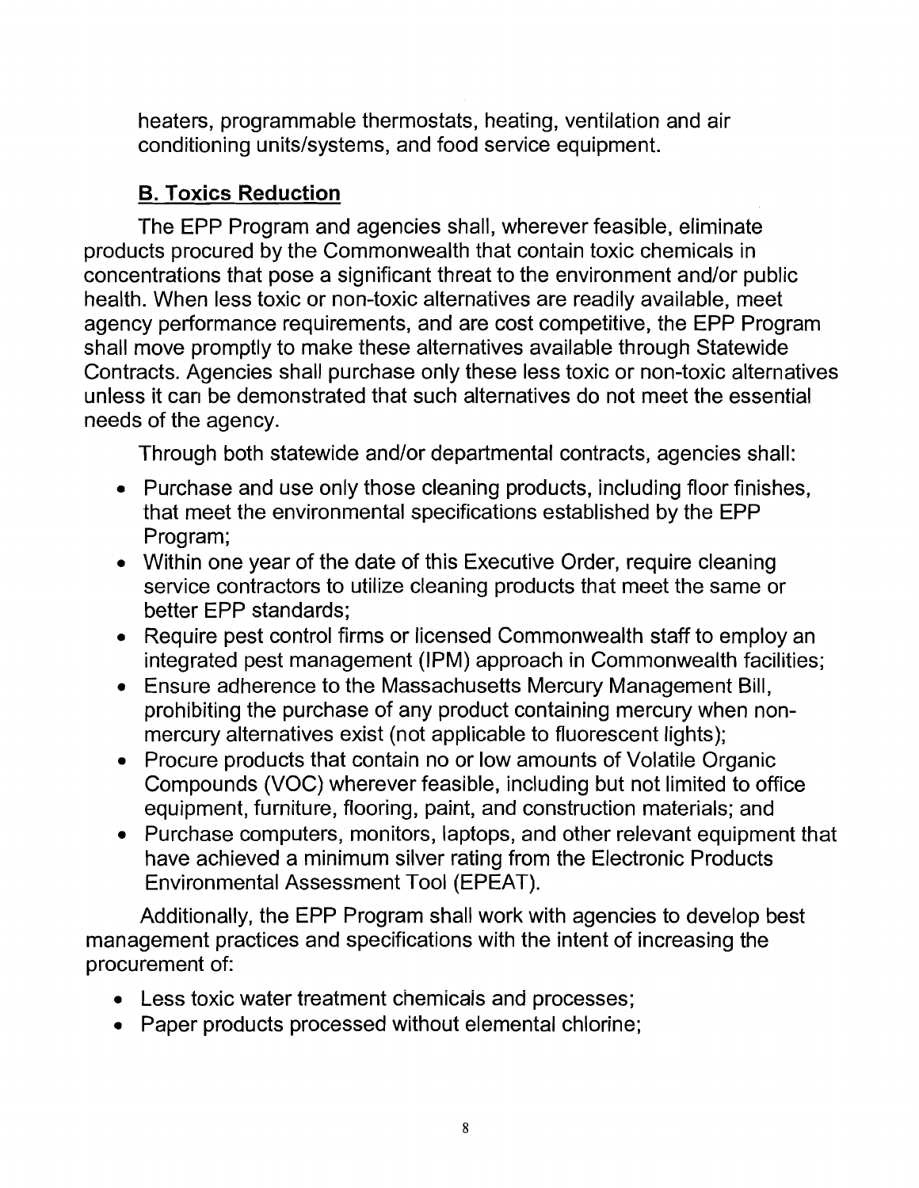heaters, programmable thermostats, heating, ventilation and air conditioning units/systems, and food service equipment.

## B. Toxics Reduction

The EPP Program and agencies shall, wherever feasible, eliminate products procured by the Commonwealth that contain toxic chemicals in concentrations that pose a significant threat to the environment and/or public health. When less toxic or non-toxic alternatives are readily available, meet agency performance requirements, and are cost competitive, the EPP Program shall move promptly to make these alternatives available through Statewide Contracts. Agencies shall purchase only these less toxic or non-toxic alternatives unless it can be demonstrated that such alternatives do not meet the essential needs of the agency.

Through both statewide and/or departmental contracts, agencies shall:

- Purchase and use only those cleaning products, including floor finishes, that meet the environmental specifications established by the EPP Program;
- Within one year of the date of this Executive Order, require cleaning service contractors to utilize cleaning products that meet the same or better EPP standards;
- Require pest control firms or licensed Commonwealth staff to employ an integrated pest management (IPM) approach in Commonwealth facilities;
- Ensure adherence to the Massachusetts Mercury Management Bill, prohibiting the purchase of any product containing mercury when non-mercury alternatives exist (not applicable to fluorescent lights);
- Procure products that contain no or low amounts of Volatile Organic Compounds (VOC) wherever feasible, including but not limited to office equipment, furniture, flooring, paint, and construction materials; and
- Purchase computers, monitors, laptops, and other relevant equipment that have achieved a minimum silver rating from the Electronic Products Environmental Assessment Tool (EPEAT).

Additionally, the EPP Program shall work with agencies to develop best management practices and specifications with the intent of increasing the procurement of:

- Less toxic water treatment chemicals and processes;
- Paper products processed without elemental chlorine;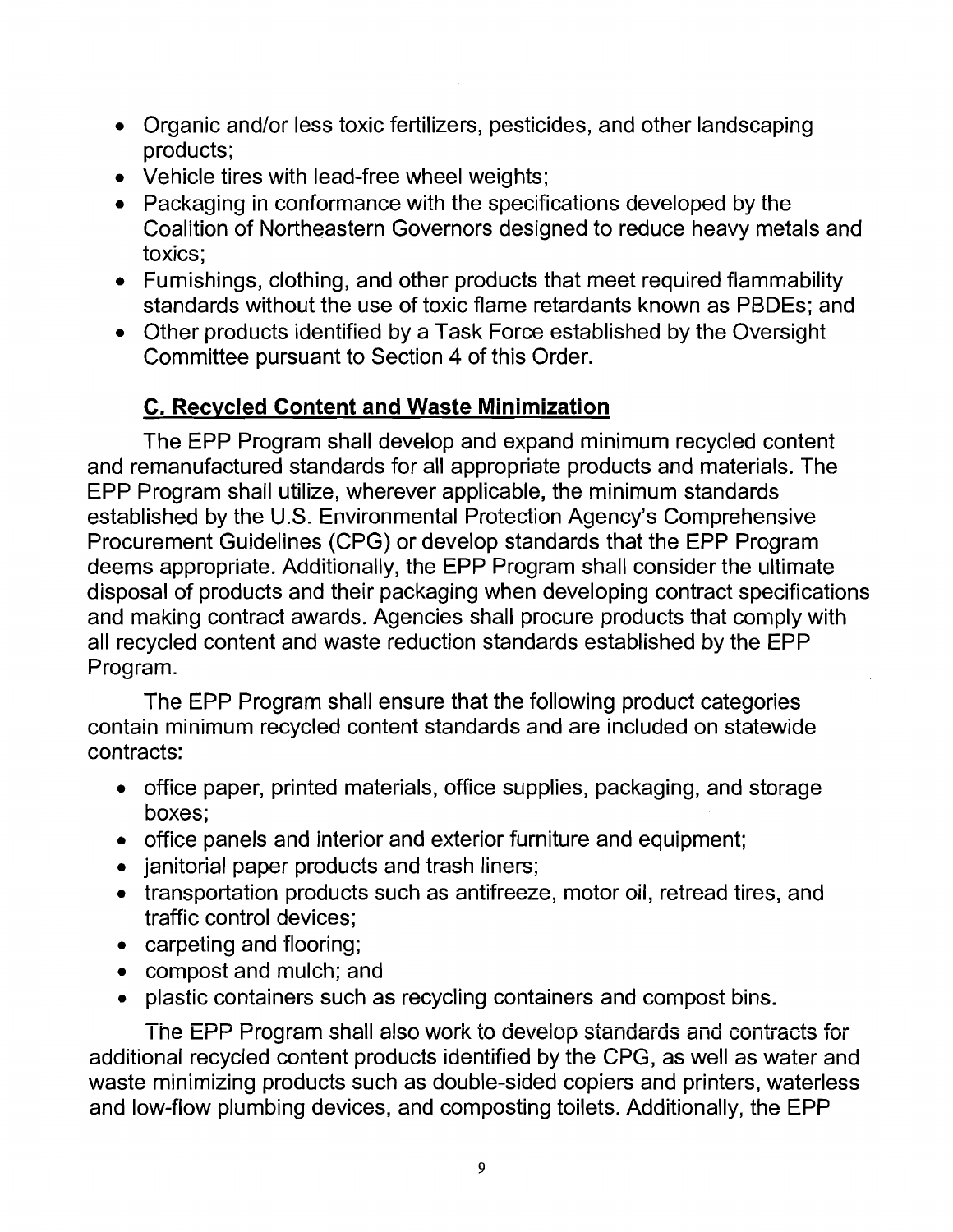- Organic and/or less toxic fertilizers, pesticides, and other landscaping products;
- Vehicle tires with lead-free wheel weights;
- Packaging in conformance with the specifications developed by the Coalition of Northeastern Governors designed to reduce heavy metals and toxics;
- Furnishings, clothing, and other products that meet required flammability standards without the use of toxic flame retardants known as PBDEs; and
- Other products identified by a Task Force established by the Oversight Committee pursuant to Section 4 of this Order.

### **C. Recycled Content and Waste Minimization**

The EPP Program shall develop and expand minimum recycled content and remanufactured standards for all appropriate products and materials. The EPP Program shall utilize, wherever applicable, the minimum standards established by the U.S. Environmental Protection Agency's Comprehensive Procurement Guidelines (CPG) or develop standards that the EPP Program deems appropriate. Additionally, the EPP Program shall consider the ultimate disposal of products and their packaging when developing contract specifications and making contract awards. Agencies shall procure products that comply with all recycled content and waste reduction standards established by the EPP Program.

The EPP Program shall ensure that the following product categories contain minimum recycled content standards and are included on statewide contracts:

- office paper, printed materials, office supplies, packaging, and storage boxes;
- office panels and interior and exterior furniture and equipment;
- janitorial paper products and trash liners;
- transportation products such as antifreeze, motor oil, retread tires, and traffic control devices;
- carpeting and flooring;
- compost and mulch; and
- plastic containers such as recycling containers and compost bins.

The EPP Program shall also work to develop standards and contracts for additional recycled content products identified by the CPG, as well as water and waste minimizing products such as double-sided copiers and printers, waterless and low-flow plumbing devices, and composting toilets. Additionally, the EPP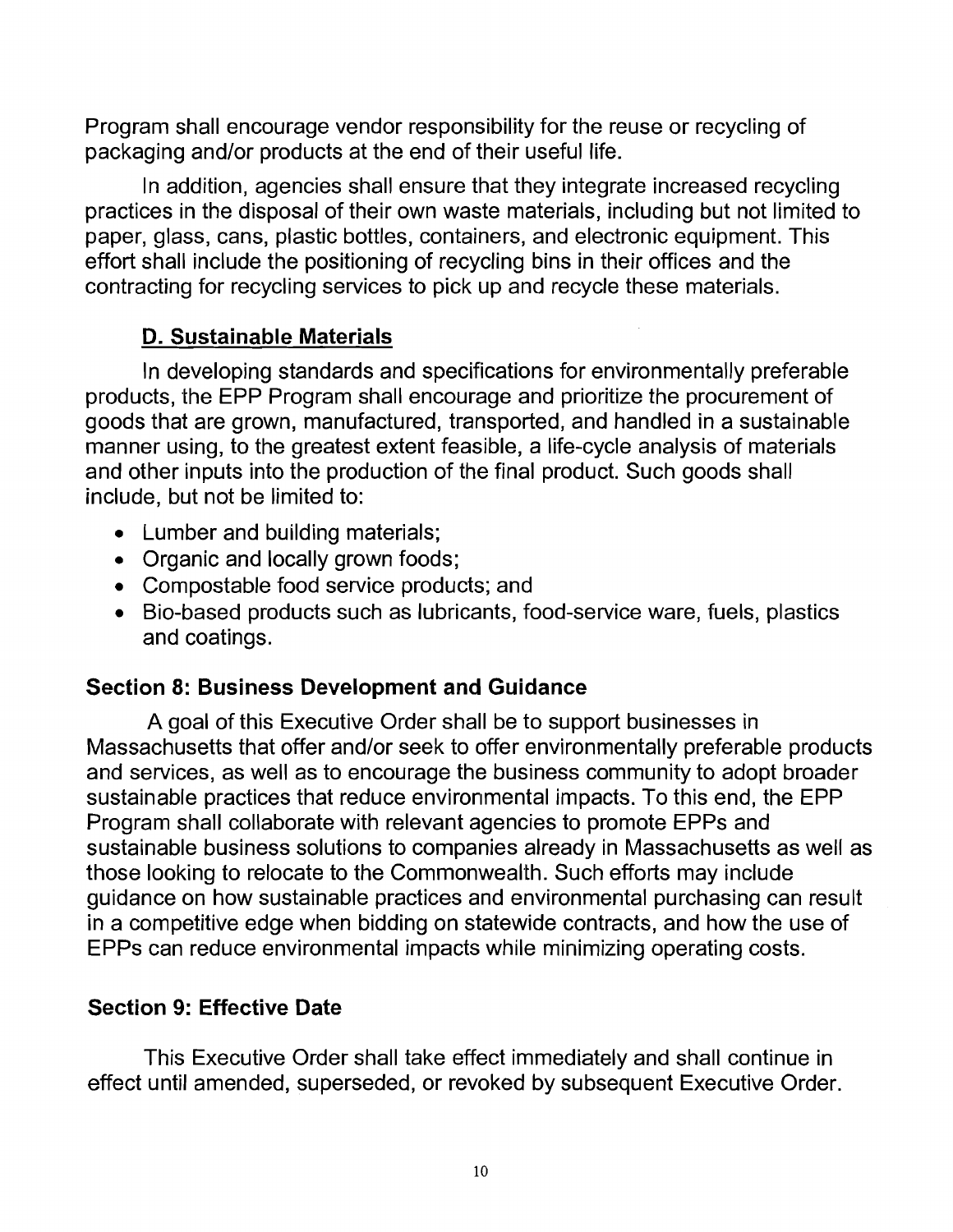Program shall encourage vendor responsibility for the reuse or recycling of packaging and/or products at the end of their useful life.

In addition, agencies shall ensure that they integrate increased recycling practices in the disposal of their own waste materials, including but not limited to paper, glass, cans, plastic bottles, containers, and electronic equipment. This effort shall include the positioning of recycling bins in their offices and the contracting for recycling services to pick up and recycle these materials.

### D. Sustainable Materials

In developing standards and specifications for environmentally preferable products, the EPP Program shall encourage and prioritize the procurement of goods that are grown, manufactured, transported, and handled in a sustainable manner using, to the greatest extent feasible, a life-cycle analysis of materials and other inputs into the production of the final product. Such goods shall include, but not be limited to:

- Lumber and building materials;
- Organic and locally grown foods;
- Compostable food service products; and
- Bio-based products such as lubricants, food-service ware, fuels, plastics and coatings.

## Section 8: Business Development and Guidance

A goal of this Executive Order shall be to support businesses in Massachusetts that offer and/or seek to offer environmentally preferable products and services, as well as to encourage the business community to adopt broader sustainable practices that reduce environmental impacts. To this end, the EPP Program shall collaborate with relevant agencies to promote EPPs and sustainable business solutions to companies already in Massachusetts as well as those looking to relocate to the Commonwealth. Such efforts may include guidance on how sustainable practices and environmental purchasing can result in a competitive edge when bidding on statewide contracts, and how the use of EPPs can reduce environmental impacts while minimizing operating costs.

## Section 9: Effective Date

This Executive Order shall take effect immediately and shall continue in effect until amended, superseded, or revoked by subsequent Executive Order.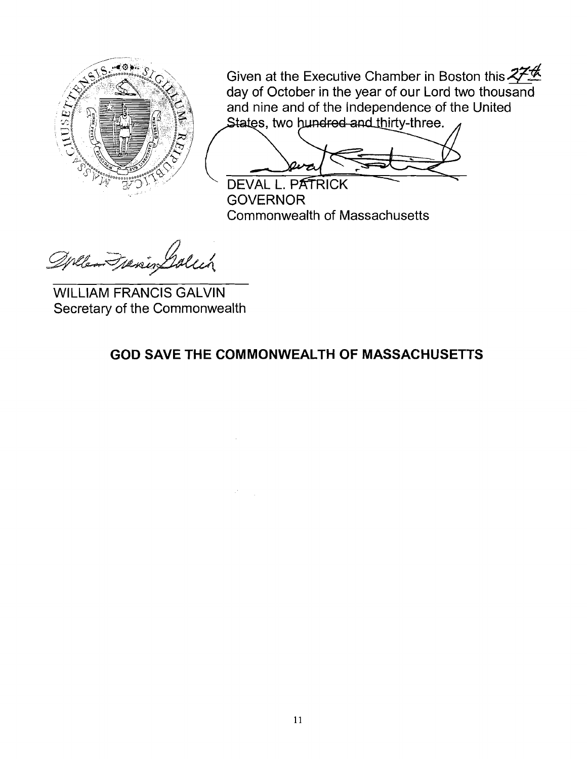Given at the Executive Chamber in Boston this 27th day of October in the year of our Lord two thousand and nine and of the Independence of the United States, two hundred and thirty-three.

DEVAL L. PATRICK
GOVERNOR
Commonwealth of Massachusetts

WILLIAM FRANCIS GALVIN
Secretary of the Commonwealth

**GOD SAVE THE COMMONWEALTH OF MASSACHUSETTS**